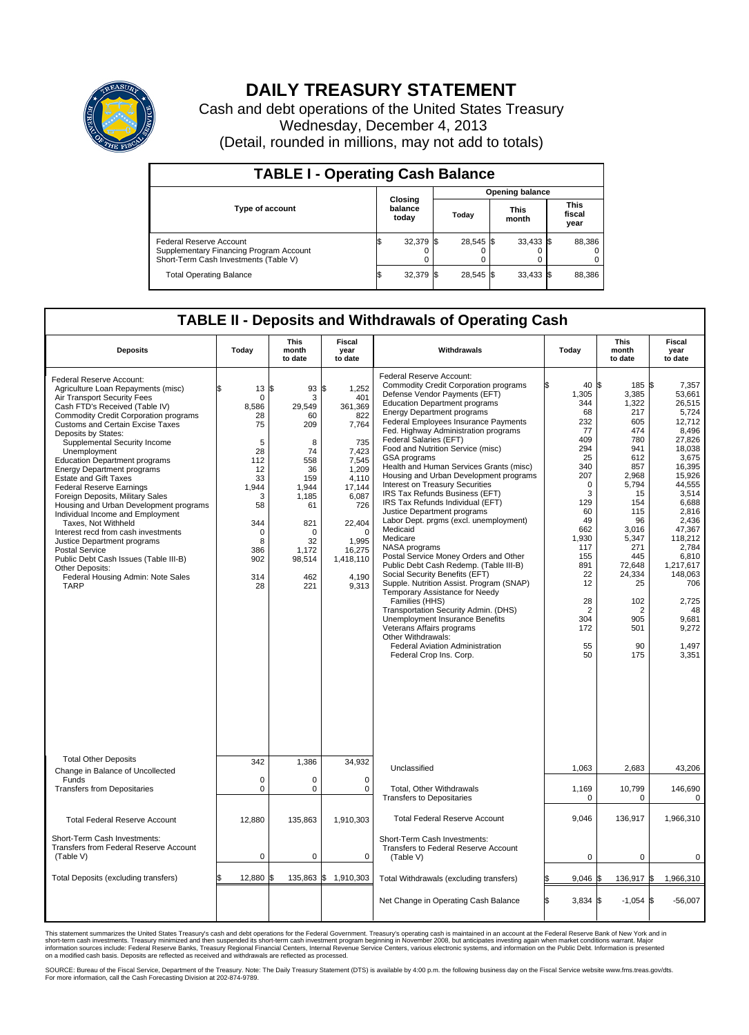# DAILY TREASURY STATEMENT

Cash and debt operations of the United States Treasury
Wednesday, December 4, 2013
(Detail, rounded in millions, may not add to totals)

## TABLE I - Operating Cash Balance

| Type of account | Closing balance today | Opening balance Today | Opening balance This month | Opening balance This fiscal year |
|---|---|---|---|---|
| Federal Reserve Account | $ 32,379 | $ 28,545 | $ 33,433 | $ 88,386 |
| Supplementary Financing Program Account | 0 | 0 | 0 | 0 |
| Short-Term Cash Investments (Table V) | 0 | 0 | 0 | 0 |
| Total Operating Balance | $ 32,379 | $ 28,545 | $ 33,433 | $ 88,386 |

## TABLE II - Deposits and Withdrawals of Operating Cash

| Deposits | Today | This month to date | Fiscal year to date |
|---|---|---|---|
| Federal Reserve Account: | | | |
| Agriculture Loan Repayments (misc) | $ 13 | $ 93 | $ 1,252 |
| Air Transport Security Fees | 0 | 3 | 401 |
| Cash FTD's Received (Table IV) | 8,586 | 29,549 | 361,369 |
| Commodity Credit Corporation programs | 28 | 60 | 822 |
| Customs and Certain Excise Taxes | 75 | 209 | 7,764 |
| Deposits by States: | | | |
| Supplemental Security Income | 5 | 8 | 735 |
| Unemployment | 28 | 74 | 7,423 |
| Education Department programs | 112 | 558 | 7,545 |
| Energy Department programs | 12 | 36 | 1,209 |
| Estate and Gift Taxes | 33 | 159 | 4,110 |
| Federal Reserve Earnings | 1,944 | 1,944 | 17,144 |
| Foreign Deposits, Military Sales | 3 | 1,185 | 6,087 |
| Housing and Urban Development programs | 58 | 61 | 726 |
| Individual Income and Employment Taxes, Not Withheld | 344 | 821 | 22,404 |
| Interest recd from cash investments | 0 | 0 | 0 |
| Justice Department programs | 8 | 32 | 1,995 |
| Postal Service | 386 | 1,172 | 16,275 |
| Public Debt Cash Issues (Table III-B) | 902 | 98,514 | 1,418,110 |
| Other Deposits: | | | |
| Federal Housing Admin: Note Sales | 314 | 462 | 4,190 |
| TARP | 28 | 221 | 9,313 |
| Total Other Deposits | 342 | 1,386 | 34,932 |
| Change in Balance of Uncollected Funds | 0 | 0 | 0 |
| Transfers from Depositaries | 0 | 0 | 0 |
| Total Federal Reserve Account | 12,880 | 135,863 | 1,910,303 |
| Short-Term Cash Investments: Transfers from Federal Reserve Account (Table V) | 0 | 0 | 0 |
| Total Deposits (excluding transfers) | $ 12,880 | $ 135,863 | $ 1,910,303 |

| Withdrawals | Today | This month to date | Fiscal year to date |
|---|---|---|---|
| Federal Reserve Account: | | | |
| Commodity Credit Corporation programs | $ 40 | $ 185 | $ 7,357 |
| Defense Vendor Payments (EFT) | 1,305 | 3,385 | 53,661 |
| Education Department programs | 344 | 1,322 | 26,515 |
| Energy Department programs | 68 | 217 | 5,724 |
| Federal Employees Insurance Payments | 232 | 605 | 12,712 |
| Fed. Highway Administration programs | 77 | 474 | 8,496 |
| Federal Salaries (EFT) | 409 | 780 | 27,826 |
| Food and Nutrition Service (misc) | 294 | 941 | 18,038 |
| GSA programs | 25 | 612 | 3,675 |
| Health and Human Services Grants (misc) | 340 | 857 | 16,395 |
| Housing and Urban Development programs | 207 | 2,968 | 15,926 |
| Interest on Treasury Securities | 0 | 5,794 | 44,555 |
| IRS Tax Refunds Business (EFT) | 3 | 15 | 3,514 |
| IRS Tax Refunds Individual (EFT) | 129 | 154 | 6,688 |
| Justice Department programs | 60 | 115 | 2,816 |
| Labor Dept. prgms (excl. unemployment) | 49 | 96 | 2,436 |
| Medicaid | 662 | 3,016 | 47,367 |
| Medicare | 1,930 | 5,347 | 118,212 |
| NASA programs | 117 | 271 | 2,784 |
| Postal Service Money Orders and Other | 155 | 445 | 6,810 |
| Public Debt Cash Redemp. (Table III-B) | 891 | 72,648 | 1,217,617 |
| Social Security Benefits (EFT) | 22 | 24,334 | 148,063 |
| Supple. Nutrition Assist. Program (SNAP) | 12 | 25 | 706 |
| Temporary Assistance for Needy Families (HHS) | 28 | 102 | 2,725 |
| Transportation Security Admin. (DHS) | 2 | 2 | 48 |
| Unemployment Insurance Benefits | 304 | 905 | 9,681 |
| Veterans Affairs programs | 172 | 501 | 9,272 |
| Other Withdrawals: | | | |
| Federal Aviation Administration | 55 | 90 | 1,497 |
| Federal Crop Ins. Corp. | 50 | 175 | 3,351 |
| Unclassified | 1,063 | 2,683 | 43,206 |
| Total, Other Withdrawals | 1,169 | 10,799 | 146,690 |
| Transfers to Depositaries | 0 | 0 | 0 |
| Total Federal Reserve Account | 9,046 | 136,917 | 1,966,310 |
| Short-Term Cash Investments: Transfers to Federal Reserve Account (Table V) | 0 | 0 | 0 |
| Total Withdrawals (excluding transfers) | $ 9,046 | $ 136,917 | $ 1,966,310 |
| Net Change in Operating Cash Balance | $ 3,834 | $ -1,054 | $ -56,007 |

This statement summarizes the United States Treasury's cash and debt operations for the Federal Government. Treasury's operating cash is maintained in an account at the Federal Reserve Bank of New York and in short-term cash investments. Treasury minimized and then suspended its short-term cash investment program beginning in November 2008, but anticipates investing again when market conditions warrant. Major information sources include: Federal Reserve Banks, Treasury Regional Financial Centers, Internal Revenue Service Centers, various electronic systems, and information on the Public Debt. Information is presented on a modified cash basis. Deposits are reflected as received and withdrawals are reflected as processed.

SOURCE: Bureau of the Fiscal Service, Department of the Treasury. Note: The Daily Treasury Statement (DTS) is available by 4:00 p.m. the following business day on the Fiscal Service website www.fms.treas.gov/dts. For more information, call the Cash Forecasting Division at 202-874-9789.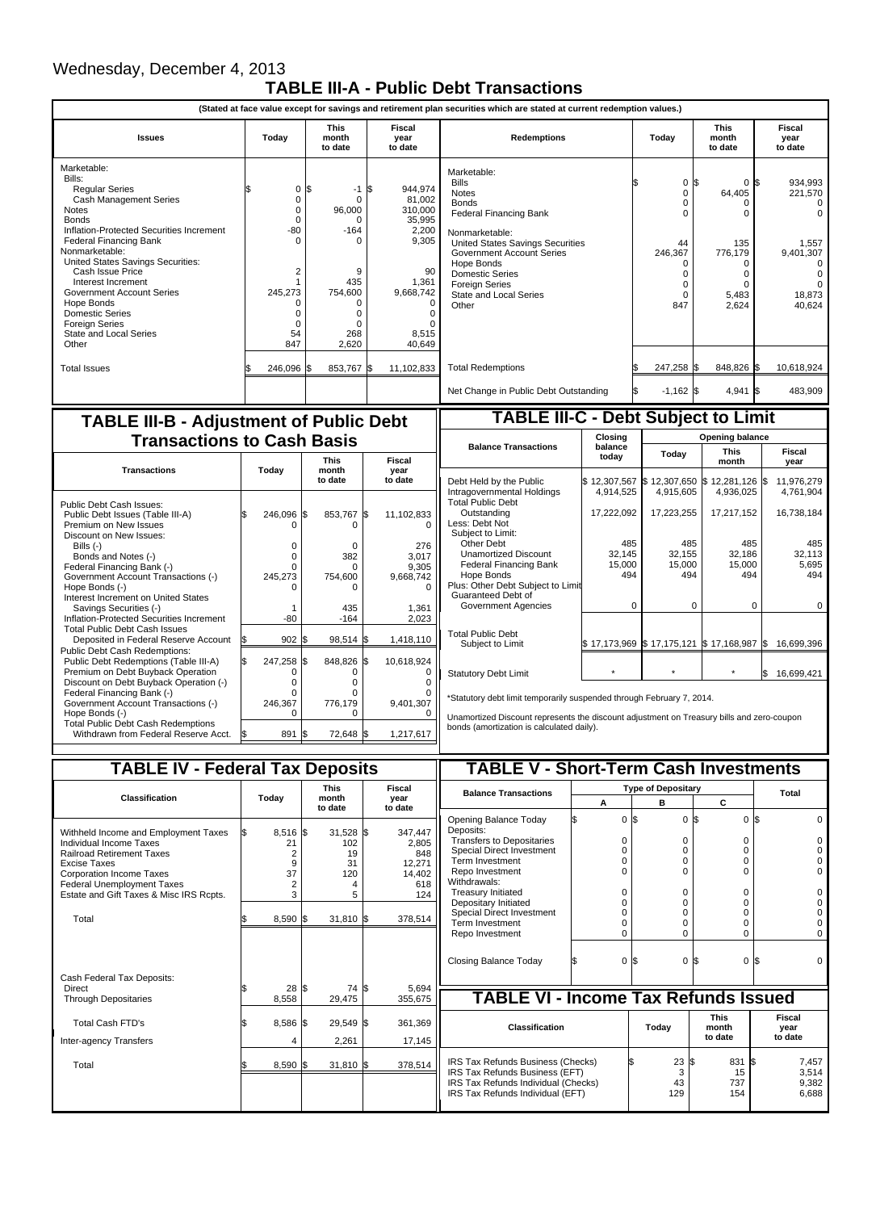Wednesday, December 4, 2013

# TABLE III-A - Public Debt Transactions

(Stated at face value except for savings and retirement plan securities which are stated at current redemption values.)

| Issues | Today | This month to date | Fiscal year to date |
|---|---|---|---|
| Marketable: | | | |
| Bills: | | | |
| Regular Series | $ 0 | $ -1 | $ 944,974 |
| Cash Management Series | 0 | 0 | 81,002 |
| Notes | 0 | 96,000 | 310,000 |
| Bonds | 0 | 0 | 35,995 |
| Inflation-Protected Securities Increment | -80 | -164 | 2,200 |
| Federal Financing Bank | 0 | 0 | 9,305 |
| Nonmarketable: | | | |
| United States Savings Securities: | | | |
| Cash Issue Price | 2 | 9 | 90 |
| Interest Increment | 1 | 435 | 1,361 |
| Government Account Series | 245,273 | 754,600 | 9,668,742 |
| Hope Bonds | 0 | 0 | 0 |
| Domestic Series | 0 | 0 | 0 |
| Foreign Series | 0 | 0 | 0 |
| State and Local Series | 54 | 268 | 8,515 |
| Other | 847 | 2,620 | 40,649 |
| Total Issues | $ 246,096 | $ 853,767 | $ 11,102,833 |

| Redemptions | Today | This month to date | Fiscal year to date |
|---|---|---|---|
| Marketable: | | | |
| Bills | $ 0 | $ 0 | $ 934,993 |
| Notes | 0 | 64,405 | 221,570 |
| Bonds | 0 | 0 | 0 |
| Federal Financing Bank | 0 | 0 | 0 |
| Nonmarketable: | | | |
| United States Savings Securities | 44 | 135 | 1,557 |
| Government Account Series | 246,367 | 776,179 | 9,401,307 |
| Hope Bonds | 0 | 0 | 0 |
| Domestic Series | 0 | 0 | 0 |
| Foreign Series | 0 | 0 | 0 |
| State and Local Series | 0 | 5,483 | 18,873 |
| Other | 847 | 2,624 | 40,624 |
| Total Redemptions | $ 247,258 | $ 848,826 | $ 10,618,924 |
| Net Change in Public Debt Outstanding | $ -1,162 | $ 4,941 | $ 483,909 |

# TABLE III-B - Adjustment of Public Debt Transactions to Cash Basis

| Transactions | Today | This month to date | Fiscal year to date |
|---|---|---|---|
| Public Debt Cash Issues: | | | |
| Public Debt Issues (Table III-A) | $ 246,096 | $ 853,767 | $ 11,102,833 |
| Premium on New Issues | 0 | 0 | 0 |
| Discount on New Issues: | | | |
| Bills (-) | 0 | 0 | 276 |
| Bonds and Notes (-) | 0 | 382 | 3,017 |
| Federal Financing Bank (-) | 0 | 0 | 9,305 |
| Government Account Transactions (-) | 245,273 | 754,600 | 9,668,742 |
| Hope Bonds (-) | 0 | 0 | 0 |
| Interest Increment on United States Savings Securities (-) | 1 | 435 | 1,361 |
| Inflation-Protected Securities Increment | -80 | -164 | 2,023 |
| Total Public Debt Cash Issues Deposited in Federal Reserve Account | $ 902 | $ 98,514 | $ 1,418,110 |
| Public Debt Cash Redemptions: | | | |
| Public Debt Redemptions (Table III-A) | $ 247,258 | $ 848,826 | $ 10,618,924 |
| Premium on Debt Buyback Operation | 0 | 0 | 0 |
| Discount on Debt Buyback Operation (-) | 0 | 0 | 0 |
| Federal Financing Bank (-) | 0 | 0 | 0 |
| Government Account Transactions (-) | 246,367 | 776,179 | 9,401,307 |
| Hope Bonds (-) | 0 | 0 | 0 |
| Total Public Debt Cash Redemptions Withdrawn from Federal Reserve Acct. | $ 891 | $ 72,648 | $ 1,217,617 |

# TABLE III-C - Debt Subject to Limit

| Balance Transactions | Closing balance today | Opening balance Today | Opening balance This month | Opening balance Fiscal year |
|---|---|---|---|---|
| Debt Held by the Public | $ 12,307,567 | $ 12,307,650 | $ 12,281,126 | $ 11,976,279 |
| Intragovernmental Holdings | 4,914,525 | 4,915,605 | 4,936,025 | 4,761,904 |
| Total Public Debt Outstanding | 17,222,092 | 17,223,255 | 17,217,152 | 16,738,184 |
| Less: Debt Not Subject to Limit: | | | | |
| Other Debt | 485 | 485 | 485 | 485 |
| Unamortized Discount | 32,145 | 32,155 | 32,186 | 32,113 |
| Federal Financing Bank | 15,000 | 15,000 | 15,000 | 5,695 |
| Hope Bonds | 494 | 494 | 494 | 494 |
| Plus: Other Debt Subject to Limit Guaranteed Debt of Government Agencies | 0 | 0 | 0 | 0 |
| Total Public Debt Subject to Limit | $ 17,173,969 | $ 17,175,121 | $ 17,168,987 | $ 16,699,396 |
| Statutory Debt Limit | * | * | * | $ 16,699,421 |

*Statutory debt limit temporarily suspended through February 7, 2014.

Unamortized Discount represents the discount adjustment on Treasury bills and zero-coupon bonds (amortization is calculated daily).

# TABLE IV - Federal Tax Deposits

| Classification | Today | This month to date | Fiscal year to date |
|---|---|---|---|
| Withheld Income and Employment Taxes | $ 8,516 | $ 31,528 | $ 347,447 |
| Individual Income Taxes | 21 | 102 | 2,805 |
| Railroad Retirement Taxes | 2 | 19 | 848 |
| Excise Taxes | 9 | 31 | 12,271 |
| Corporation Income Taxes | 37 | 120 | 14,402 |
| Federal Unemployment Taxes | 2 | 4 | 618 |
| Estate and Gift Taxes & Misc IRS Rcpts. | 3 | 5 | 124 |
| Total | $ 8,590 | $ 31,810 | $ 378,514 |
| Cash Federal Tax Deposits: | | | |
| Direct | $ 28 | $ 74 | $ 5,694 |
| Through Depositaries | 8,558 | 29,475 | 355,675 |
| Total Cash FTD's | $ 8,586 | $ 29,549 | $ 361,369 |
| Inter-agency Transfers | 4 | 2,261 | 17,145 |
| Total | $ 8,590 | $ 31,810 | $ 378,514 |

# TABLE V - Short-Term Cash Investments

| Balance Transactions | Type of Depositary A | Type of Depositary B | Type of Depositary C | Total |
|---|---|---|---|---|
| Opening Balance Today | $ 0 | $ 0 | $ 0 | $ 0 |
| Deposits: | | | | |
| Transfers to Depositaries | 0 | 0 | 0 | 0 |
| Special Direct Investment | 0 | 0 | 0 | 0 |
| Term Investment | 0 | 0 | 0 | 0 |
| Repo Investment | 0 | 0 | 0 | 0 |
| Withdrawals: | | | | |
| Treasury Initiated | 0 | 0 | 0 | 0 |
| Depositary Initiated | 0 | 0 | 0 | 0 |
| Special Direct Investment | 0 | 0 | 0 | 0 |
| Term Investment | 0 | 0 | 0 | 0 |
| Repo Investment | 0 | 0 | 0 | 0 |
| Closing Balance Today | $ 0 | $ 0 | $ 0 | $ 0 |

# TABLE VI - Income Tax Refunds Issued

| Classification | Today | This month to date | Fiscal year to date |
|---|---|---|---|
| IRS Tax Refunds Business (Checks) | $ 23 | $ 831 | $ 7,457 |
| IRS Tax Refunds Business (EFT) | 3 | 15 | 3,514 |
| IRS Tax Refunds Individual (Checks) | 43 | 737 | 9,382 |
| IRS Tax Refunds Individual (EFT) | 129 | 154 | 6,688 |